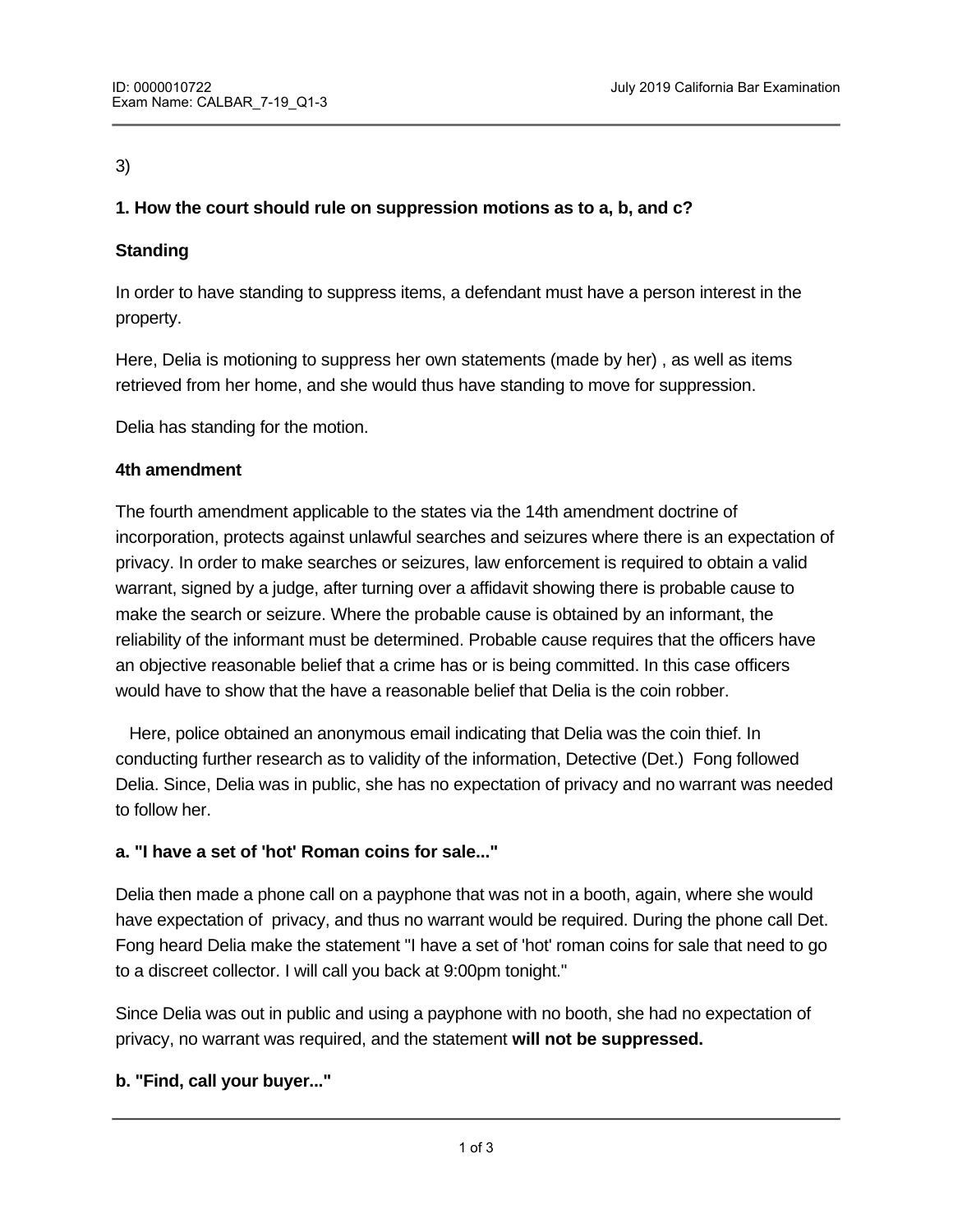3)

**1. How the court should rule on suppression motions as to a, b, and c?**

**Standing**

In order to have standing to suppress items, a defendant must have a person interest in the property.

Here, Delia is motioning to suppress her own statements (made by her) , as well as items retrieved from her home, and she would thus have standing to move for suppression.

Delia has standing for the motion.

**4th amendment**

The fourth amendment applicable to the states via the 14th amendment doctrine of incorporation, protects against unlawful searches and seizures where there is an expectation of privacy. In order to make searches or seizures, law enforcement is required to obtain a valid warrant, signed by a judge, after turning over a affidavit showing there is probable cause to make the search or seizure. Where the probable cause is obtained by an informant, the reliability of the informant must be determined. Probable cause requires that the officers have an objective reasonable belief that a crime has or is being committed. In this case officers would have to show that the have a reasonable belief that Delia is the coin robber.

Here, police obtained an anonymous email indicating that Delia was the coin thief. In conducting further research as to validity of the information, Detective (Det.) Fong followed Delia. Since, Delia was in public, she has no expectation of privacy and no warrant was needed to follow her.

**a. "I have a set of 'hot' Roman coins for sale..."**

Delia then made a phone call on a payphone that was not in a booth, again, where she would have expectation of privacy, and thus no warrant would be required. During the phone call Det. Fong heard Delia make the statement "I have a set of 'hot' roman coins for sale that need to go to a discreet collector. I will call you back at 9:00pm tonight."

Since Delia was out in public and using a payphone with no booth, she had no expectation of privacy, no warrant was required, and the statement **will not be suppressed.**

**b. "Find, call your buyer..."**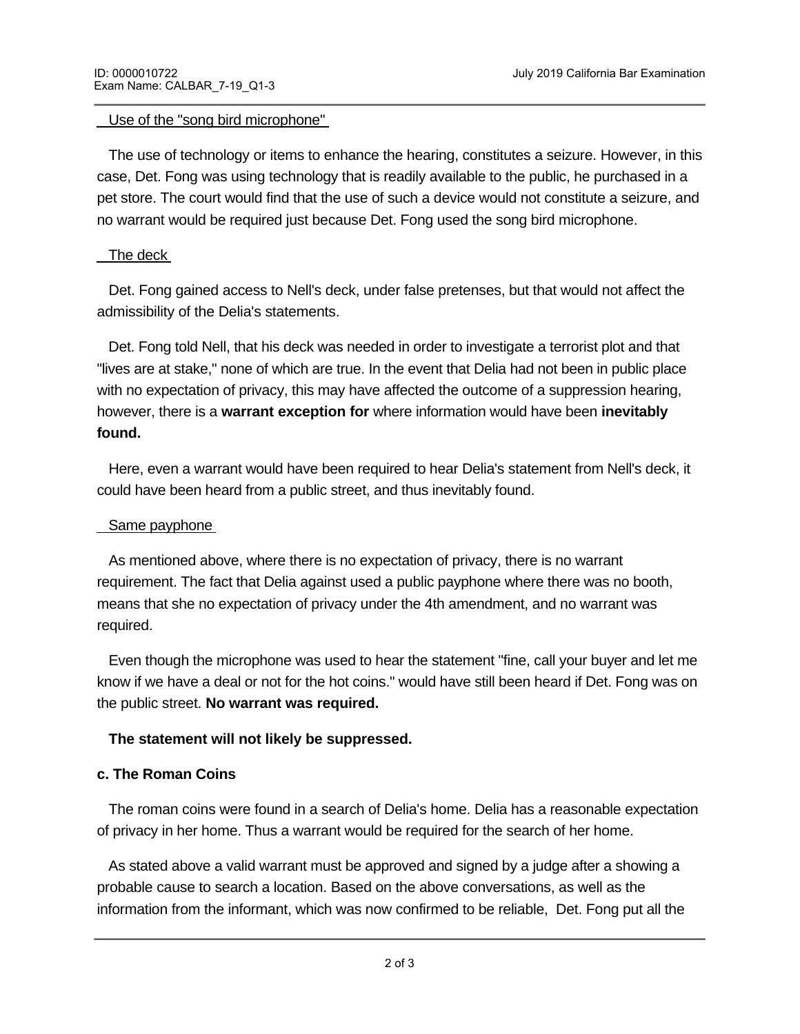Use of the "song bird microphone"

The use of technology or items to enhance the hearing, constitutes a seizure. However, in this case, Det. Fong was using technology that is readily available to the public, he purchased in a pet store. The court would find that the use of such a device would not constitute a seizure, and no warrant would be required just because Det. Fong used the song bird microphone.

The deck

Det. Fong gained access to Nell's deck, under false pretenses, but that would not affect the admissibility of the Delia's statements.

Det. Fong told Nell, that his deck was needed in order to investigate a terrorist plot and that "lives are at stake," none of which are true. In the event that Delia had not been in public place with no expectation of privacy, this may have affected the outcome of a suppression hearing, however, there is a **warrant exception for** where information would have been **inevitably found.**

Here, even a warrant would have been required to hear Delia's statement from Nell's deck, it could have been heard from a public street, and thus inevitably found.

Same payphone

As mentioned above, where there is no expectation of privacy, there is no warrant requirement. The fact that Delia against used a public payphone where there was no booth, means that she no expectation of privacy under the 4th amendment, and no warrant was required.

Even though the microphone was used to hear the statement "fine, call your buyer and let me know if we have a deal or not for the hot coins." would have still been heard if Det. Fong was on the public street. **No warrant was required.**

**The statement will not likely be suppressed.**

**c. The Roman Coins**

The roman coins were found in a search of Delia's home. Delia has a reasonable expectation of privacy in her home. Thus a warrant would be required for the search of her home.

As stated above a valid warrant must be approved and signed by a judge after a showing a probable cause to search a location. Based on the above conversations, as well as the information from the informant, which was now confirmed to be reliable, Det. Fong put all the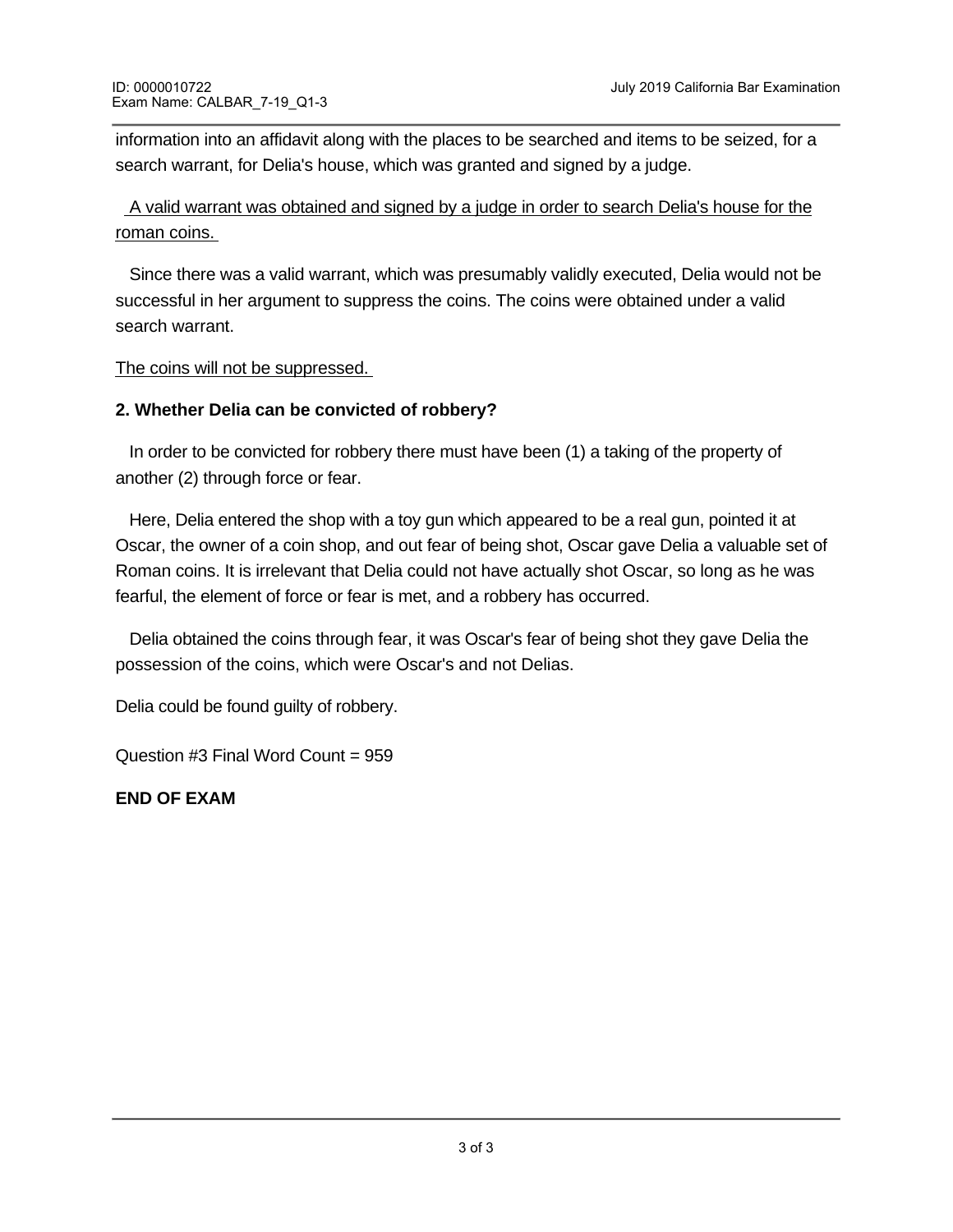information into an affidavit along with the places to be searched and items to be seized, for a search warrant, for Delia's house, which was granted and signed by a judge.

A valid warrant was obtained and signed by a judge in order to search Delia's house for the roman coins.

Since there was a valid warrant, which was presumably validly executed, Delia would not be successful in her argument to suppress the coins. The coins were obtained under a valid search warrant.

The coins will not be suppressed.

**2. Whether Delia can be convicted of robbery?**

In order to be convicted for robbery there must have been (1) a taking of the property of another (2) through force or fear.

Here, Delia entered the shop with a toy gun which appeared to be a real gun, pointed it at Oscar, the owner of a coin shop, and out fear of being shot, Oscar gave Delia a valuable set of Roman coins. It is irrelevant that Delia could not have actually shot Oscar, so long as he was fearful, the element of force or fear is met, and a robbery has occurred.

Delia obtained the coins through fear, it was Oscar's fear of being shot they gave Delia the possession of the coins, which were Oscar's and not Delias.

Delia could be found guilty of robbery.

Question #3 Final Word Count = 959

**END OF EXAM**